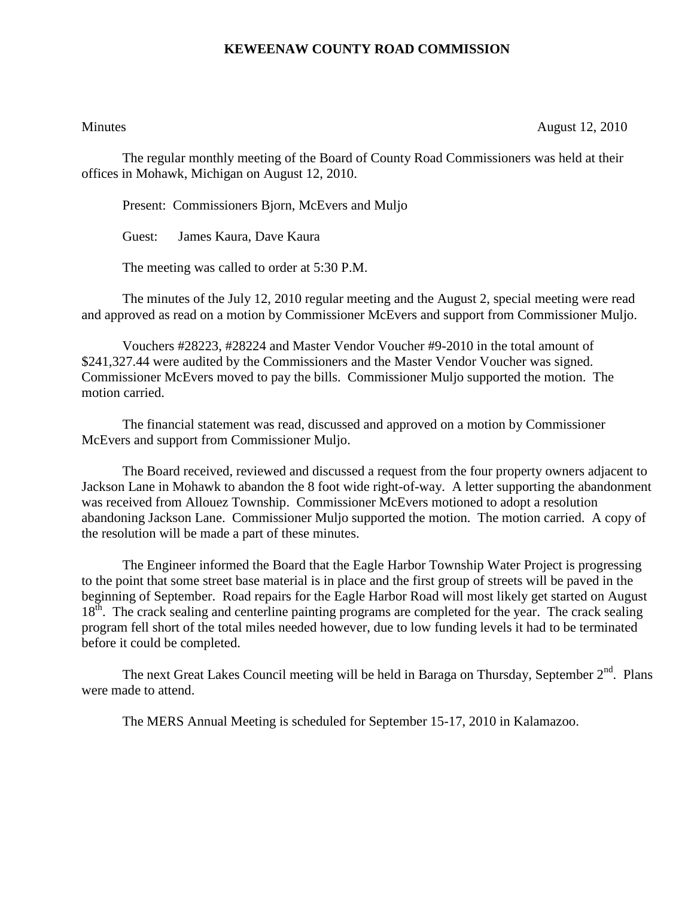# KEWEENAW COUNTY ROAD COMMISSION

Minutes August 12, 2010

The regular monthly meeting of the Board of County Road Commissioners was held at their offices in Mohawk, Michigan on August 12, 2010.

Present: Commissioners Bjorn, McEvers and Muljo

Guest: James Kaura, Dave Kaura

The meeting was called to order at 5:30 P.M.

The minutes of the July 12, 2010 regular meeting and the August 2, special meeting were read and approved as read on a motion by Commissioner McEvers and support from Commissioner Muljo.

Vouchers #28223, #28224 and Master Vendor Voucher #9-2010 in the total amount of $241,327.44 were audited by the Commissioners and the Master Vendor Voucher was signed. Commissioner McEvers moved to pay the bills. Commissioner Muljo supported the motion. The motion carried.

The financial statement was read, discussed and approved on a motion by Commissioner McEvers and support from Commissioner Muljo.

The Board received, reviewed and discussed a request from the four property owners adjacent to Jackson Lane in Mohawk to abandon the 8 foot wide right-of-way. A letter supporting the abandonment was received from Allouez Township. Commissioner McEvers motioned to adopt a resolution abandoning Jackson Lane. Commissioner Muljo supported the motion. The motion carried. A copy of the resolution will be made a part of these minutes.

The Engineer informed the Board that the Eagle Harbor Township Water Project is progressing to the point that some street base material is in place and the first group of streets will be paved in the beginning of September. Road repairs for the Eagle Harbor Road will most likely get started on August 18th. The crack sealing and centerline painting programs are completed for the year. The crack sealing program fell short of the total miles needed however, due to low funding levels it had to be terminated before it could be completed.

The next Great Lakes Council meeting will be held in Baraga on Thursday, September 2nd. Plans were made to attend.

The MERS Annual Meeting is scheduled for September 15-17, 2010 in Kalamazoo.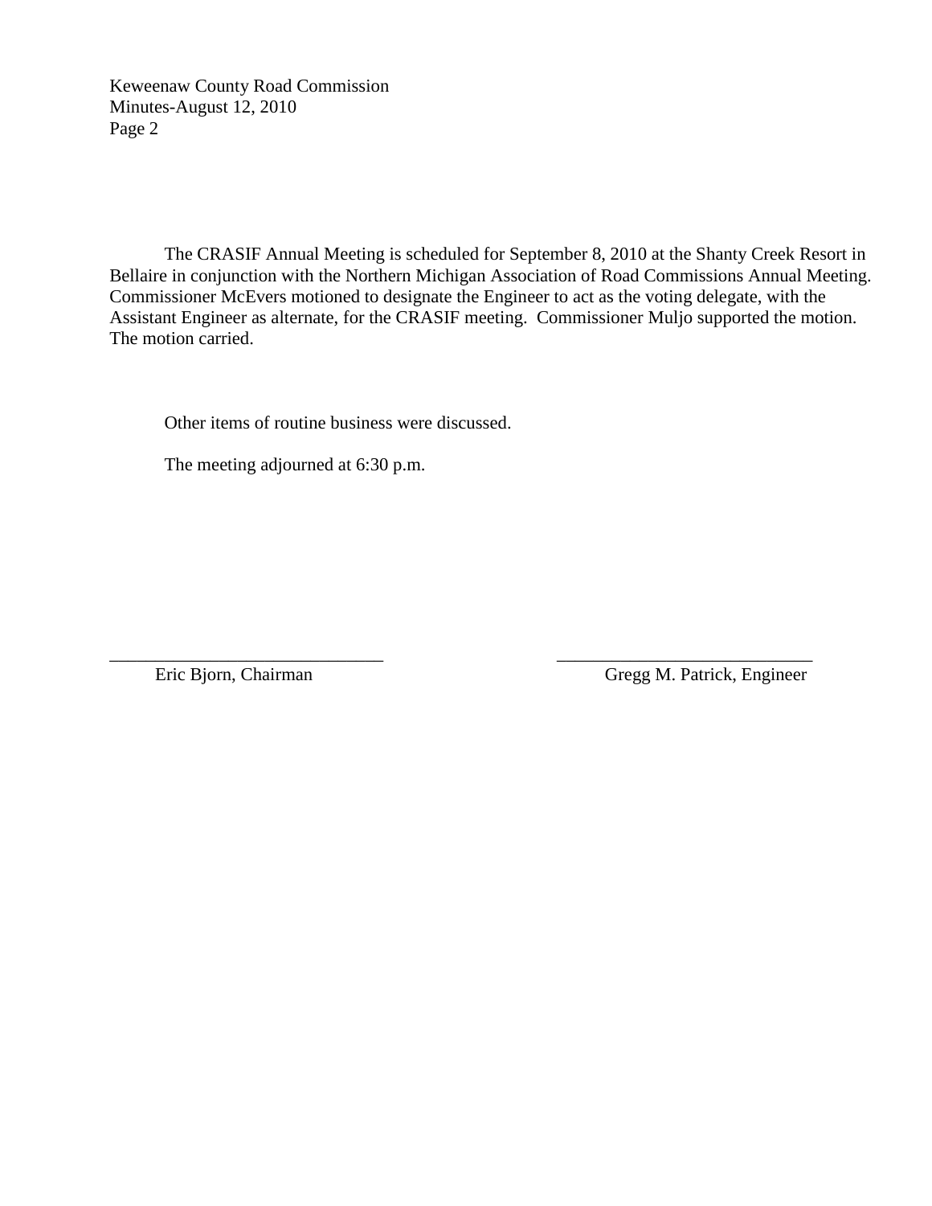The CRASIF Annual Meeting is scheduled for September 8, 2010 at the Shanty Creek Resort in Bellaire in conjunction with the Northern Michigan Association of Road Commissions Annual Meeting. Commissioner McEvers motioned to designate the Engineer to act as the voting delegate, with the Assistant Engineer as alternate, for the CRASIF meeting. Commissioner Muljo supported the motion. The motion carried.

Other items of routine business were discussed.

The meeting adjourned at 6:30 p.m.

______________________________ Eric Bjorn, Chairman

______________________________ Gregg M. Patrick, Engineer